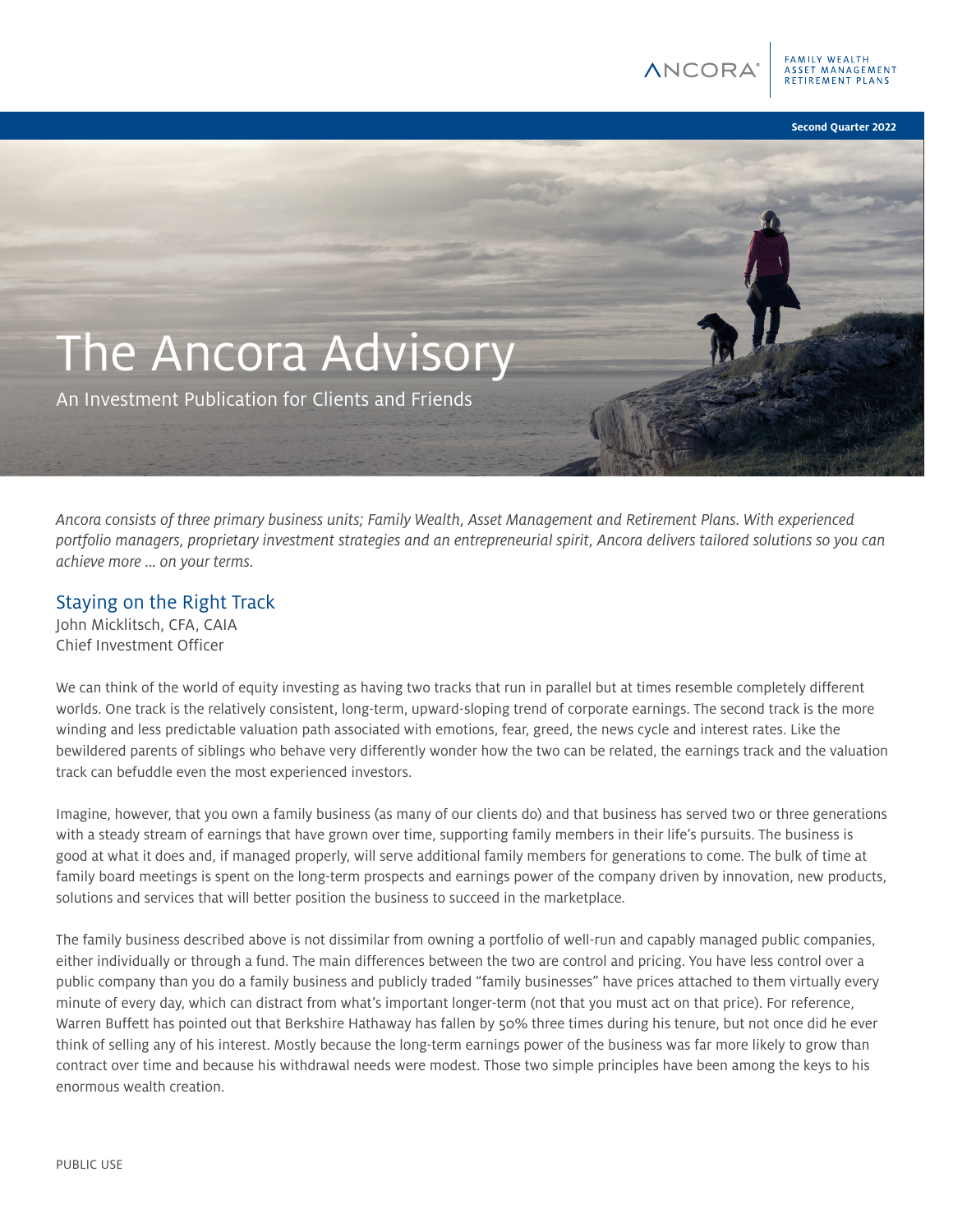Second Quarter 2022

# The Ancora Advisory

An Investment Publication for Clients and Friends

*Ancora consists of three primary business units; Family Wealth, Asset Management and Retirement Plans. With experienced portfolio managers, proprietary investment strategies and an entrepreneurial spirit, Ancora delivers tailored solutions so you can achieve more ... on your terms.*

## Staying on the Right Track

John Micklitsch, CFA, CAIA
Chief Investment Officer

We can think of the world of equity investing as having two tracks that run in parallel but at times resemble completely different worlds. One track is the relatively consistent, long-term, upward-sloping trend of corporate earnings. The second track is the more winding and less predictable valuation path associated with emotions, fear, greed, the news cycle and interest rates. Like the bewildered parents of siblings who behave very differently wonder how the two can be related, the earnings track and the valuation track can befuddle even the most experienced investors.

Imagine, however, that you own a family business (as many of our clients do) and that business has served two or three generations with a steady stream of earnings that have grown over time, supporting family members in their life's pursuits. The business is good at what it does and, if managed properly, will serve additional family members for generations to come. The bulk of time at family board meetings is spent on the long-term prospects and earnings power of the company driven by innovation, new products, solutions and services that will better position the business to succeed in the marketplace.

The family business described above is not dissimilar from owning a portfolio of well-run and capably managed public companies, either individually or through a fund. The main differences between the two are control and pricing. You have less control over a public company than you do a family business and publicly traded "family businesses" have prices attached to them virtually every minute of every day, which can distract from what's important longer-term (not that you must act on that price). For reference, Warren Buffett has pointed out that Berkshire Hathaway has fallen by 50% three times during his tenure, but not once did he ever think of selling any of his interest. Mostly because the long-term earnings power of the business was far more likely to grow than contract over time and because his withdrawal needs were modest. Those two simple principles have been among the keys to his enormous wealth creation.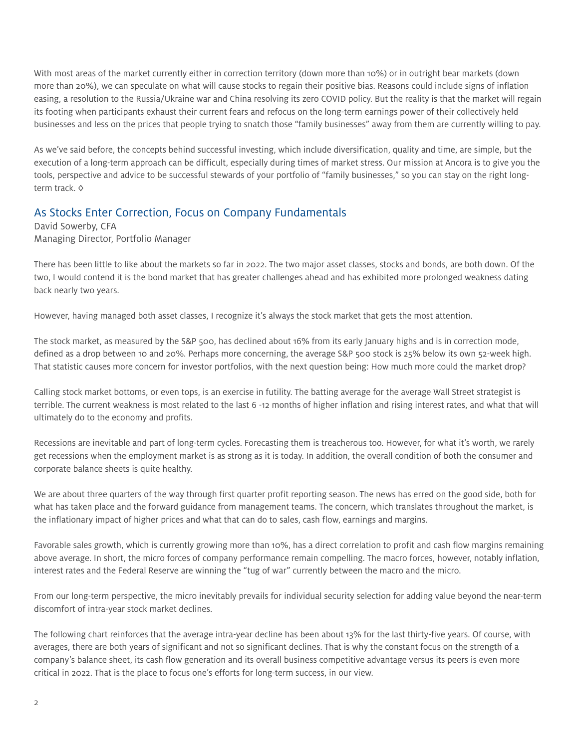With most areas of the market currently either in correction territory (down more than 10%) or in outright bear markets (down more than 20%), we can speculate on what will cause stocks to regain their positive bias. Reasons could include signs of inflation easing, a resolution to the Russia/Ukraine war and China resolving its zero COVID policy. But the reality is that the market will regain its footing when participants exhaust their current fears and refocus on the long-term earnings power of their collectively held businesses and less on the prices that people trying to snatch those "family businesses" away from them are currently willing to pay.

As we've said before, the concepts behind successful investing, which include diversification, quality and time, are simple, but the execution of a long-term approach can be difficult, especially during times of market stress. Our mission at Ancora is to give you the tools, perspective and advice to be successful stewards of your portfolio of "family businesses," so you can stay on the right long-term track. ◊

## As Stocks Enter Correction, Focus on Company Fundamentals

David Sowerby, CFA
Managing Director, Portfolio Manager

There has been little to like about the markets so far in 2022. The two major asset classes, stocks and bonds, are both down. Of the two, I would contend it is the bond market that has greater challenges ahead and has exhibited more prolonged weakness dating back nearly two years.

However, having managed both asset classes, I recognize it's always the stock market that gets the most attention.

The stock market, as measured by the S&P 500, has declined about 16% from its early January highs and is in correction mode, defined as a drop between 10 and 20%. Perhaps more concerning, the average S&P 500 stock is 25% below its own 52-week high. That statistic causes more concern for investor portfolios, with the next question being: How much more could the market drop?

Calling stock market bottoms, or even tops, is an exercise in futility. The batting average for the average Wall Street strategist is terrible. The current weakness is most related to the last 6 -12 months of higher inflation and rising interest rates, and what that will ultimately do to the economy and profits.

Recessions are inevitable and part of long-term cycles. Forecasting them is treacherous too. However, for what it's worth, we rarely get recessions when the employment market is as strong as it is today. In addition, the overall condition of both the consumer and corporate balance sheets is quite healthy.

We are about three quarters of the way through first quarter profit reporting season. The news has erred on the good side, both for what has taken place and the forward guidance from management teams. The concern, which translates throughout the market, is the inflationary impact of higher prices and what that can do to sales, cash flow, earnings and margins.

Favorable sales growth, which is currently growing more than 10%, has a direct correlation to profit and cash flow margins remaining above average. In short, the micro forces of company performance remain compelling. The macro forces, however, notably inflation, interest rates and the Federal Reserve are winning the "tug of war" currently between the macro and the micro.

From our long-term perspective, the micro inevitably prevails for individual security selection for adding value beyond the near-term discomfort of intra-year stock market declines.

The following chart reinforces that the average intra-year decline has been about 13% for the last thirty-five years. Of course, with averages, there are both years of significant and not so significant declines. That is why the constant focus on the strength of a company's balance sheet, its cash flow generation and its overall business competitive advantage versus its peers is even more critical in 2022. That is the place to focus one's efforts for long-term success, in our view.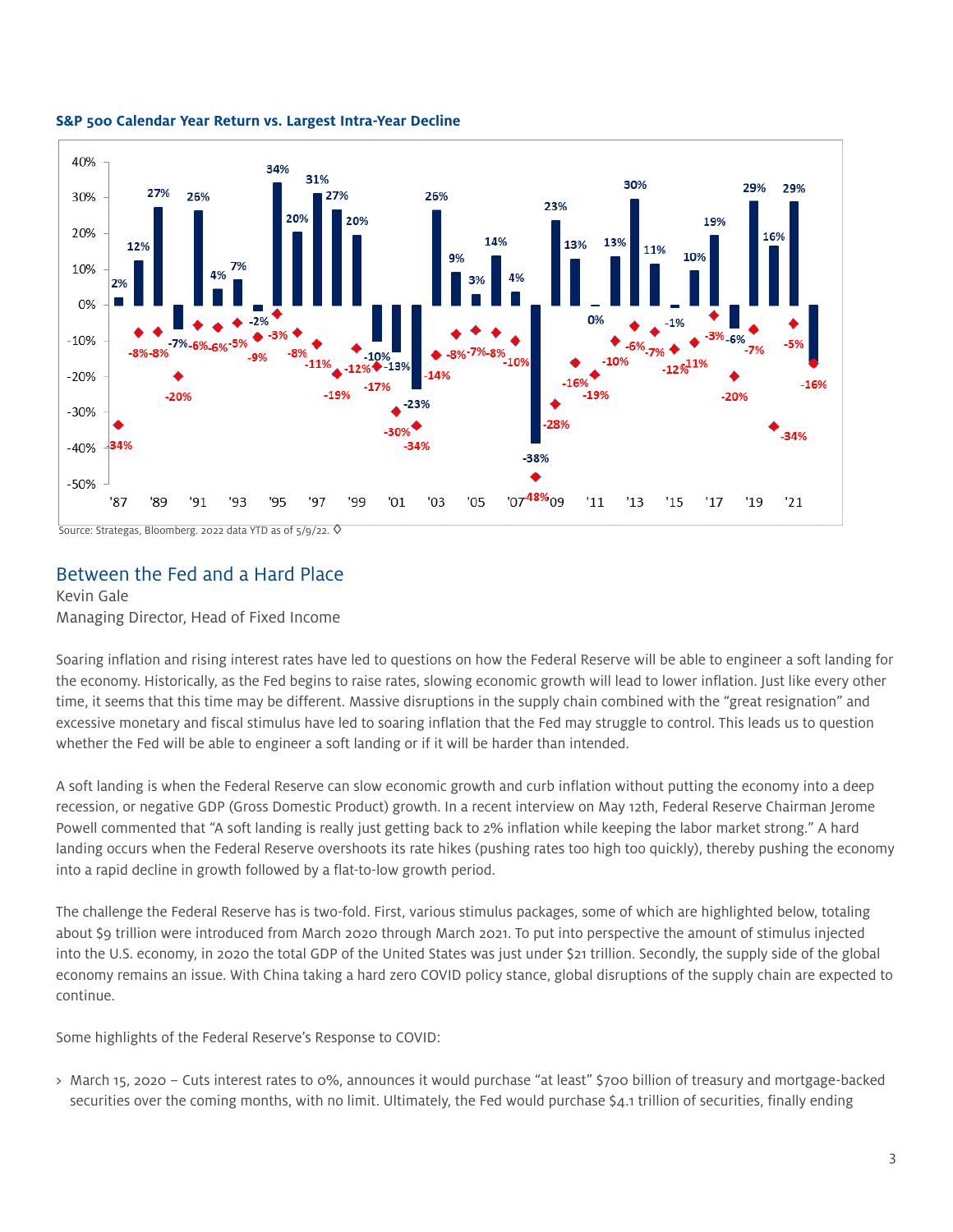**S&P 500 Calendar Year Return vs. Largest Intra-Year Decline**

Source: Strategas, Bloomberg. 2022 data YTD as of 5/9/22.

## Between the Fed and a Hard Place

Kevin Gale
Managing Director, Head of Fixed Income

Soaring inflation and rising interest rates have led to questions on how the Federal Reserve will be able to engineer a soft landing for the economy. Historically, as the Fed begins to raise rates, slowing economic growth will lead to lower inflation. Just like every other time, it seems that this time may be different. Massive disruptions in the supply chain combined with the "great resignation" and excessive monetary and fiscal stimulus have led to soaring inflation that the Fed may struggle to control. This leads us to question whether the Fed will be able to engineer a soft landing or if it will be harder than intended.

A soft landing is when the Federal Reserve can slow economic growth and curb inflation without putting the economy into a deep recession, or negative GDP (Gross Domestic Product) growth. In a recent interview on May 12th, Federal Reserve Chairman Jerome Powell commented that "A soft landing is really just getting back to 2% inflation while keeping the labor market strong." A hard landing occurs when the Federal Reserve overshoots its rate hikes (pushing rates too high too quickly), thereby pushing the economy into a rapid decline in growth followed by a flat-to-low growth period.

The challenge the Federal Reserve has is two-fold. First, various stimulus packages, some of which are highlighted below, totaling about $9 trillion were introduced from March 2020 through March 2021. To put into perspective the amount of stimulus injected into the U.S. economy, in 2020 the total GDP of the United States was just under $21 trillion. Secondly, the supply side of the global economy remains an issue. With China taking a hard zero COVID policy stance, global disruptions of the supply chain are expected to continue.

Some highlights of the Federal Reserve's Response to COVID:

- March 15, 2020 – Cuts interest rates to 0%, announces it would purchase "at least" $700 billion of treasury and mortgage-backed securities over the coming months, with no limit. Ultimately, the Fed would purchase $4.1 trillion of securities, finally ending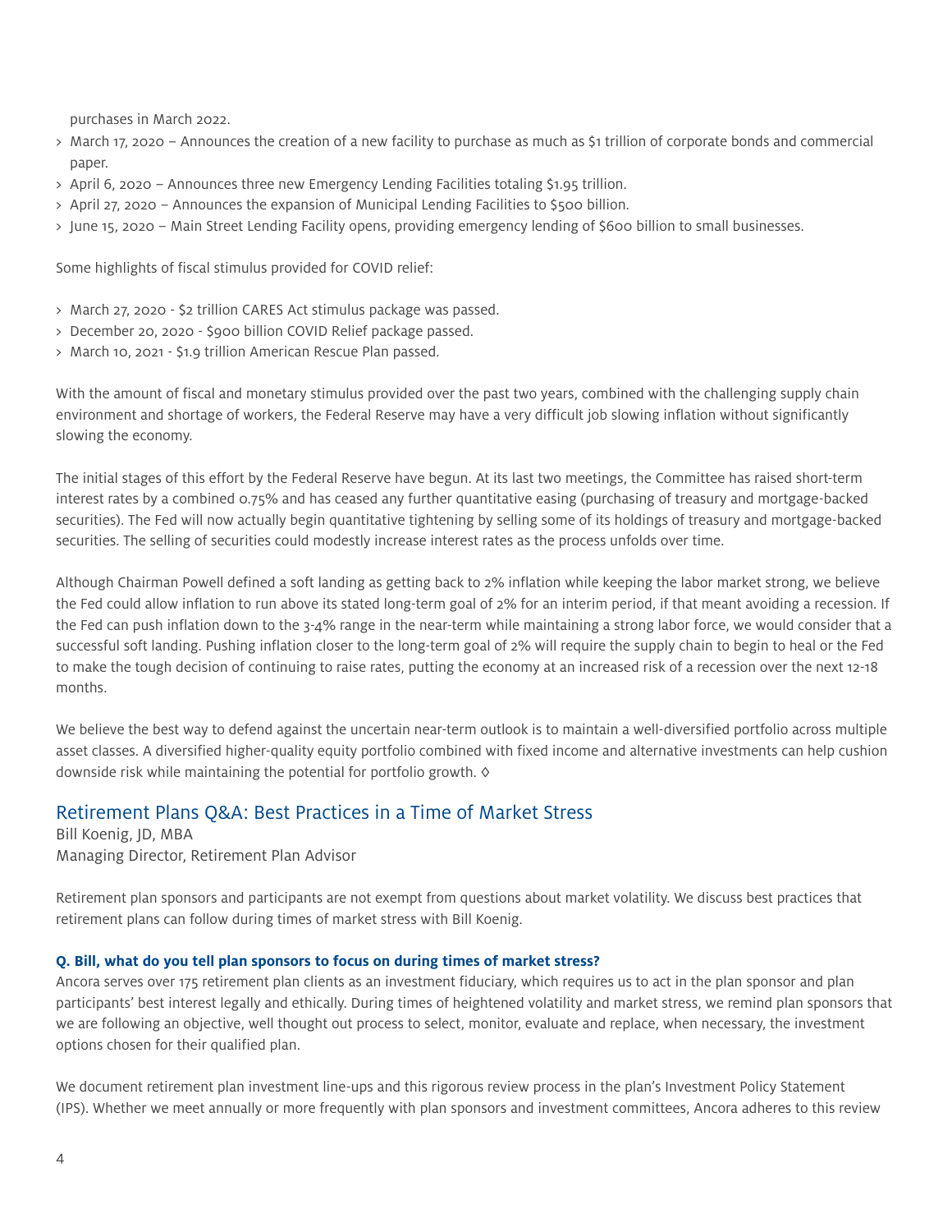purchases in March 2022.

- March 17, 2020 – Announces the creation of a new facility to purchase as much as $1 trillion of corporate bonds and commercial paper.
- April 6, 2020 – Announces three new Emergency Lending Facilities totaling $1.95 trillion.
- April 27, 2020 – Announces the expansion of Municipal Lending Facilities to $500 billion.
- June 15, 2020 – Main Street Lending Facility opens, providing emergency lending of $600 billion to small businesses.

Some highlights of fiscal stimulus provided for COVID relief:

- March 27, 2020 - $2 trillion CARES Act stimulus package was passed.
- December 20, 2020 - $900 billion COVID Relief package passed.
- March 10, 2021 - $1.9 trillion American Rescue Plan passed.

With the amount of fiscal and monetary stimulus provided over the past two years, combined with the challenging supply chain environment and shortage of workers, the Federal Reserve may have a very difficult job slowing inflation without significantly slowing the economy.

The initial stages of this effort by the Federal Reserve have begun. At its last two meetings, the Committee has raised short-term interest rates by a combined 0.75% and has ceased any further quantitative easing (purchasing of treasury and mortgage-backed securities). The Fed will now actually begin quantitative tightening by selling some of its holdings of treasury and mortgage-backed securities. The selling of securities could modestly increase interest rates as the process unfolds over time.

Although Chairman Powell defined a soft landing as getting back to 2% inflation while keeping the labor market strong, we believe the Fed could allow inflation to run above its stated long-term goal of 2% for an interim period, if that meant avoiding a recession. If the Fed can push inflation down to the 3-4% range in the near-term while maintaining a strong labor force, we would consider that a successful soft landing. Pushing inflation closer to the long-term goal of 2% will require the supply chain to begin to heal or the Fed to make the tough decision of continuing to raise rates, putting the economy at an increased risk of a recession over the next 12-18 months.

We believe the best way to defend against the uncertain near-term outlook is to maintain a well-diversified portfolio across multiple asset classes. A diversified higher-quality equity portfolio combined with fixed income and alternative investments can help cushion downside risk while maintaining the potential for portfolio growth. ◊

## Retirement Plans Q&A: Best Practices in a Time of Market Stress

Bill Koenig, JD, MBA
Managing Director, Retirement Plan Advisor

Retirement plan sponsors and participants are not exempt from questions about market volatility. We discuss best practices that retirement plans can follow during times of market stress with Bill Koenig.

**Q. Bill, what do you tell plan sponsors to focus on during times of market stress?**

Ancora serves over 175 retirement plan clients as an investment fiduciary, which requires us to act in the plan sponsor and plan participants' best interest legally and ethically. During times of heightened volatility and market stress, we remind plan sponsors that we are following an objective, well thought out process to select, monitor, evaluate and replace, when necessary, the investment options chosen for their qualified plan.

We document retirement plan investment line-ups and this rigorous review process in the plan's Investment Policy Statement (IPS). Whether we meet annually or more frequently with plan sponsors and investment committees, Ancora adheres to this review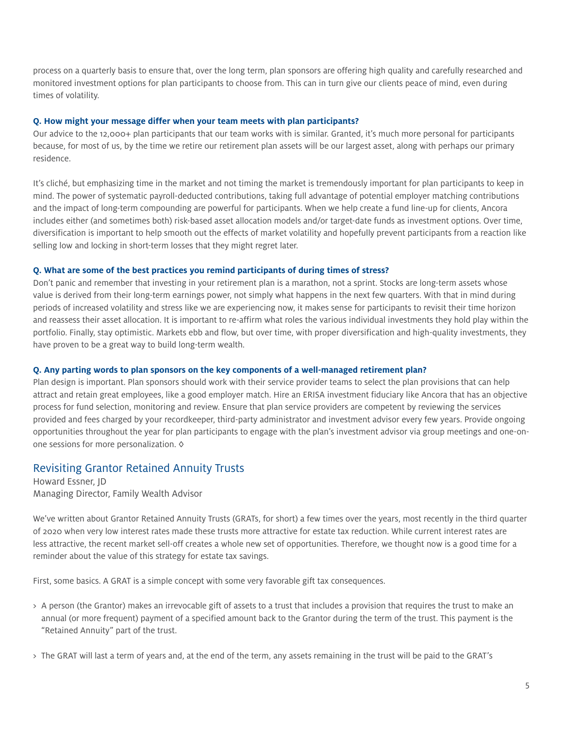process on a quarterly basis to ensure that, over the long term, plan sponsors are offering high quality and carefully researched and monitored investment options for plan participants to choose from. This can in turn give our clients peace of mind, even during times of volatility.

**Q. How might your message differ when your team meets with plan participants?**

Our advice to the 12,000+ plan participants that our team works with is similar. Granted, it's much more personal for participants because, for most of us, by the time we retire our retirement plan assets will be our largest asset, along with perhaps our primary residence.

It's cliché, but emphasizing time in the market and not timing the market is tremendously important for plan participants to keep in mind. The power of systematic payroll-deducted contributions, taking full advantage of potential employer matching contributions and the impact of long-term compounding are powerful for participants. When we help create a fund line-up for clients, Ancora includes either (and sometimes both) risk-based asset allocation models and/or target-date funds as investment options. Over time, diversification is important to help smooth out the effects of market volatility and hopefully prevent participants from a reaction like selling low and locking in short-term losses that they might regret later.

**Q. What are some of the best practices you remind participants of during times of stress?**

Don't panic and remember that investing in your retirement plan is a marathon, not a sprint. Stocks are long-term assets whose value is derived from their long-term earnings power, not simply what happens in the next few quarters. With that in mind during periods of increased volatility and stress like we are experiencing now, it makes sense for participants to revisit their time horizon and reassess their asset allocation. It is important to re-affirm what roles the various individual investments they hold play within the portfolio. Finally, stay optimistic. Markets ebb and flow, but over time, with proper diversification and high-quality investments, they have proven to be a great way to build long-term wealth.

**Q. Any parting words to plan sponsors on the key components of a well-managed retirement plan?**

Plan design is important. Plan sponsors should work with their service provider teams to select the plan provisions that can help attract and retain great employees, like a good employer match. Hire an ERISA investment fiduciary like Ancora that has an objective process for fund selection, monitoring and review. Ensure that plan service providers are competent by reviewing the services provided and fees charged by your recordkeeper, third-party administrator and investment advisor every few years. Provide ongoing opportunities throughout the year for plan participants to engage with the plan's investment advisor via group meetings and one-on-one sessions for more personalization. ◊

## Revisiting Grantor Retained Annuity Trusts

Howard Essner, JD
Managing Director, Family Wealth Advisor

We've written about Grantor Retained Annuity Trusts (GRATs, for short) a few times over the years, most recently in the third quarter of 2020 when very low interest rates made these trusts more attractive for estate tax reduction. While current interest rates are less attractive, the recent market sell-off creates a whole new set of opportunities. Therefore, we thought now is a good time for a reminder about the value of this strategy for estate tax savings.

First, some basics. A GRAT is a simple concept with some very favorable gift tax consequences.

- A person (the Grantor) makes an irrevocable gift of assets to a trust that includes a provision that requires the trust to make an annual (or more frequent) payment of a specified amount back to the Grantor during the term of the trust. This payment is the "Retained Annuity" part of the trust.
- The GRAT will last a term of years and, at the end of the term, any assets remaining in the trust will be paid to the GRAT's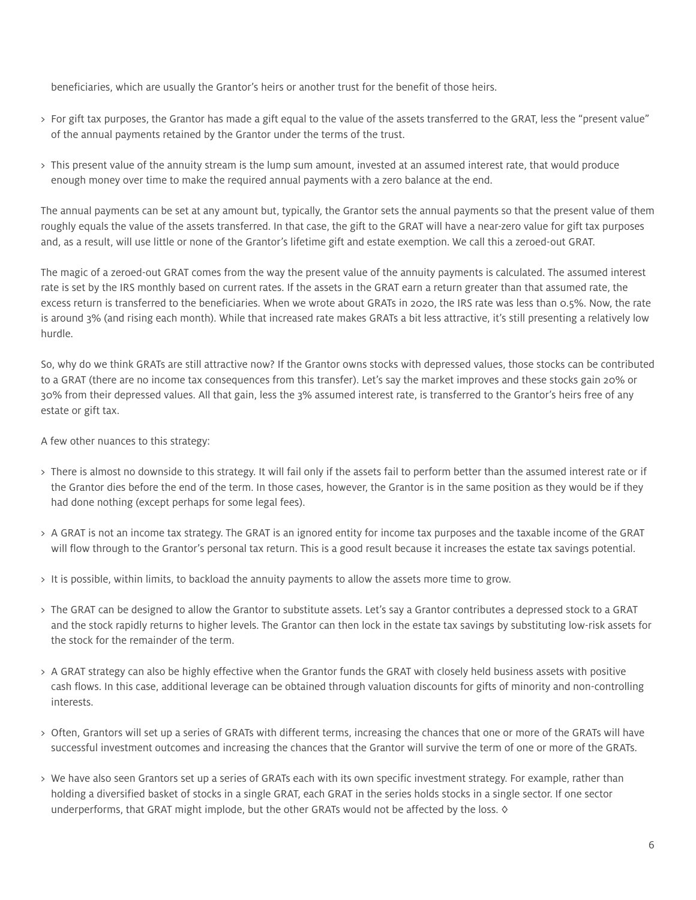beneficiaries, which are usually the Grantor's heirs or another trust for the benefit of those heirs.

- For gift tax purposes, the Grantor has made a gift equal to the value of the assets transferred to the GRAT, less the "present value" of the annual payments retained by the Grantor under the terms of the trust.
- This present value of the annuity stream is the lump sum amount, invested at an assumed interest rate, that would produce enough money over time to make the required annual payments with a zero balance at the end.

The annual payments can be set at any amount but, typically, the Grantor sets the annual payments so that the present value of them roughly equals the value of the assets transferred. In that case, the gift to the GRAT will have a near-zero value for gift tax purposes and, as a result, will use little or none of the Grantor's lifetime gift and estate exemption. We call this a zeroed-out GRAT.

The magic of a zeroed-out GRAT comes from the way the present value of the annuity payments is calculated. The assumed interest rate is set by the IRS monthly based on current rates. If the assets in the GRAT earn a return greater than that assumed rate, the excess return is transferred to the beneficiaries. When we wrote about GRATs in 2020, the IRS rate was less than 0.5%. Now, the rate is around 3% (and rising each month). While that increased rate makes GRATs a bit less attractive, it's still presenting a relatively low hurdle.

So, why do we think GRATs are still attractive now? If the Grantor owns stocks with depressed values, those stocks can be contributed to a GRAT (there are no income tax consequences from this transfer). Let's say the market improves and these stocks gain 20% or 30% from their depressed values. All that gain, less the 3% assumed interest rate, is transferred to the Grantor's heirs free of any estate or gift tax.

A few other nuances to this strategy:

- There is almost no downside to this strategy. It will fail only if the assets fail to perform better than the assumed interest rate or if the Grantor dies before the end of the term. In those cases, however, the Grantor is in the same position as they would be if they had done nothing (except perhaps for some legal fees).
- A GRAT is not an income tax strategy. The GRAT is an ignored entity for income tax purposes and the taxable income of the GRAT will flow through to the Grantor's personal tax return. This is a good result because it increases the estate tax savings potential.
- It is possible, within limits, to backload the annuity payments to allow the assets more time to grow.
- The GRAT can be designed to allow the Grantor to substitute assets. Let's say a Grantor contributes a depressed stock to a GRAT and the stock rapidly returns to higher levels. The Grantor can then lock in the estate tax savings by substituting low-risk assets for the stock for the remainder of the term.
- A GRAT strategy can also be highly effective when the Grantor funds the GRAT with closely held business assets with positive cash flows. In this case, additional leverage can be obtained through valuation discounts for gifts of minority and non-controlling interests.
- Often, Grantors will set up a series of GRATs with different terms, increasing the chances that one or more of the GRATs will have successful investment outcomes and increasing the chances that the Grantor will survive the term of one or more of the GRATs.
- We have also seen Grantors set up a series of GRATs each with its own specific investment strategy. For example, rather than holding a diversified basket of stocks in a single GRAT, each GRAT in the series holds stocks in a single sector. If one sector underperforms, that GRAT might implode, but the other GRATs would not be affected by the loss. ◊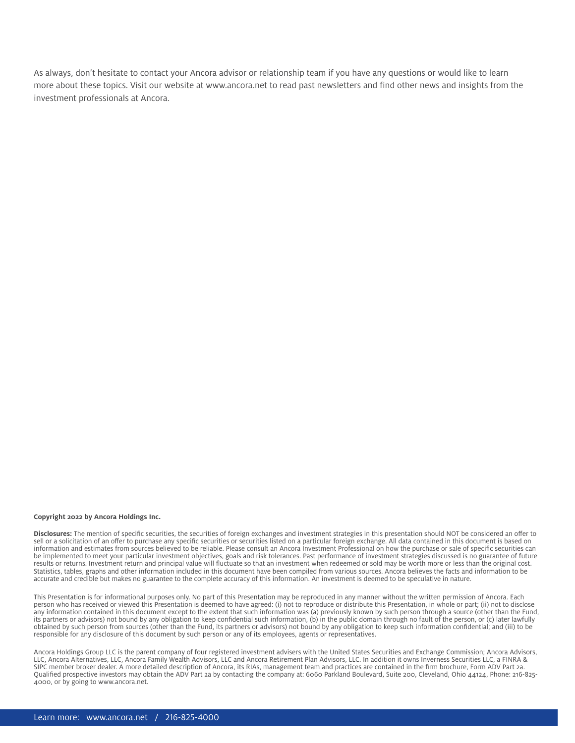As always, don't hesitate to contact your Ancora advisor or relationship team if you have any questions or would like to learn more about these topics. Visit our website at www.ancora.net to read past newsletters and find other news and insights from the investment professionals at Ancora.

**Copyright 2022 by Ancora Holdings Inc.**

**Disclosures:** The mention of specific securities, the securities of foreign exchanges and investment strategies in this presentation should NOT be considered an offer to sell or a solicitation of an offer to purchase any specific securities or securities listed on a particular foreign exchange. All data contained in this document is based on information and estimates from sources believed to be reliable. Please consult an Ancora Investment Professional on how the purchase or sale of specific securities can be implemented to meet your particular investment objectives, goals and risk tolerances. Past performance of investment strategies discussed is no guarantee of future results or returns. Investment return and principal value will fluctuate so that an investment when redeemed or sold may be worth more or less than the original cost. Statistics, tables, graphs and other information included in this document have been compiled from various sources. Ancora believes the facts and information to be accurate and credible but makes no guarantee to the complete accuracy of this information. An investment is deemed to be speculative in nature.

This Presentation is for informational purposes only. No part of this Presentation may be reproduced in any manner without the written permission of Ancora. Each person who has received or viewed this Presentation is deemed to have agreed: (i) not to reproduce or distribute this Presentation, in whole or part; (ii) not to disclose any information contained in this document except to the extent that such information was (a) previously known by such person through a source (other than the Fund, its partners or advisors) not bound by any obligation to keep confidential such information, (b) in the public domain through no fault of the person, or (c) later lawfully obtained by such person from sources (other than the Fund, its partners or advisors) not bound by any obligation to keep such information confidential; and (iii) to be responsible for any disclosure of this document by such person or any of its employees, agents or representatives.

Ancora Holdings Group LLC is the parent company of four registered investment advisers with the United States Securities and Exchange Commission; Ancora Advisors, LLC, Ancora Alternatives, LLC, Ancora Family Wealth Advisors, LLC and Ancora Retirement Plan Advisors, LLC. In addition it owns Inverness Securities LLC, a FINRA & SIPC member broker dealer. A more detailed description of Ancora, its RIAs, management team and practices are contained in the firm brochure, Form ADV Part 2a. Qualified prospective investors may obtain the ADV Part 2a by contacting the company at: 6060 Parkland Boulevard, Suite 200, Cleveland, Ohio 44124, Phone: 216-825-4000, or by going to www.ancora.net.

Learn more: www.ancora.net / 216-825-4000